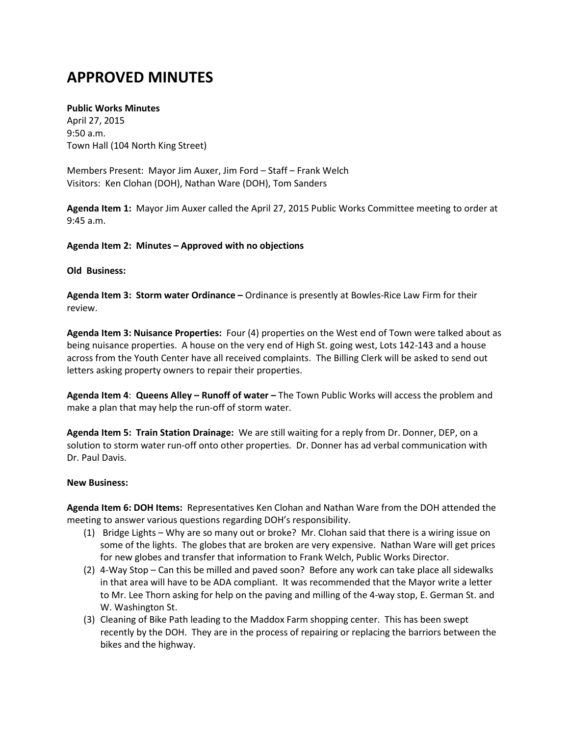# APPROVED MINUTES

**Public Works Minutes**
April 27, 2015
9:50 a.m.
Town Hall (104 North King Street)

Members Present: Mayor Jim Auxer, Jim Ford – Staff – Frank Welch
Visitors: Ken Clohan (DOH), Nathan Ware (DOH), Tom Sanders

**Agenda Item 1:** Mayor Jim Auxer called the April 27, 2015 Public Works Committee meeting to order at 9:45 a.m.

**Agenda Item 2: Minutes – Approved with no objections**

**Old Business:**

**Agenda Item 3: Storm water Ordinance –** Ordinance is presently at Bowles-Rice Law Firm for their review.

**Agenda Item 3: Nuisance Properties:** Four (4) properties on the West end of Town were talked about as being nuisance properties. A house on the very end of High St. going west, Lots 142-143 and a house across from the Youth Center have all received complaints. The Billing Clerk will be asked to send out letters asking property owners to repair their properties.

**Agenda Item 4**: **Queens Alley – Runoff of water –** The Town Public Works will access the problem and make a plan that may help the run-off of storm water.

**Agenda Item 5: Train Station Drainage:** We are still waiting for a reply from Dr. Donner, DEP, on a solution to storm water run-off onto other properties. Dr. Donner has ad verbal communication with Dr. Paul Davis.

**New Business:**

**Agenda Item 6: DOH Items:** Representatives Ken Clohan and Nathan Ware from the DOH attended the meeting to answer various questions regarding DOH's responsibility.

(1) Bridge Lights – Why are so many out or broke? Mr. Clohan said that there is a wiring issue on some of the lights. The globes that are broken are very expensive. Nathan Ware will get prices for new globes and transfer that information to Frank Welch, Public Works Director.

(2) 4-Way Stop – Can this be milled and paved soon? Before any work can take place all sidewalks in that area will have to be ADA compliant. It was recommended that the Mayor write a letter to Mr. Lee Thorn asking for help on the paving and milling of the 4-way stop, E. German St. and W. Washington St.

(3) Cleaning of Bike Path leading to the Maddox Farm shopping center. This has been swept recently by the DOH. They are in the process of repairing or replacing the barriors between the bikes and the highway.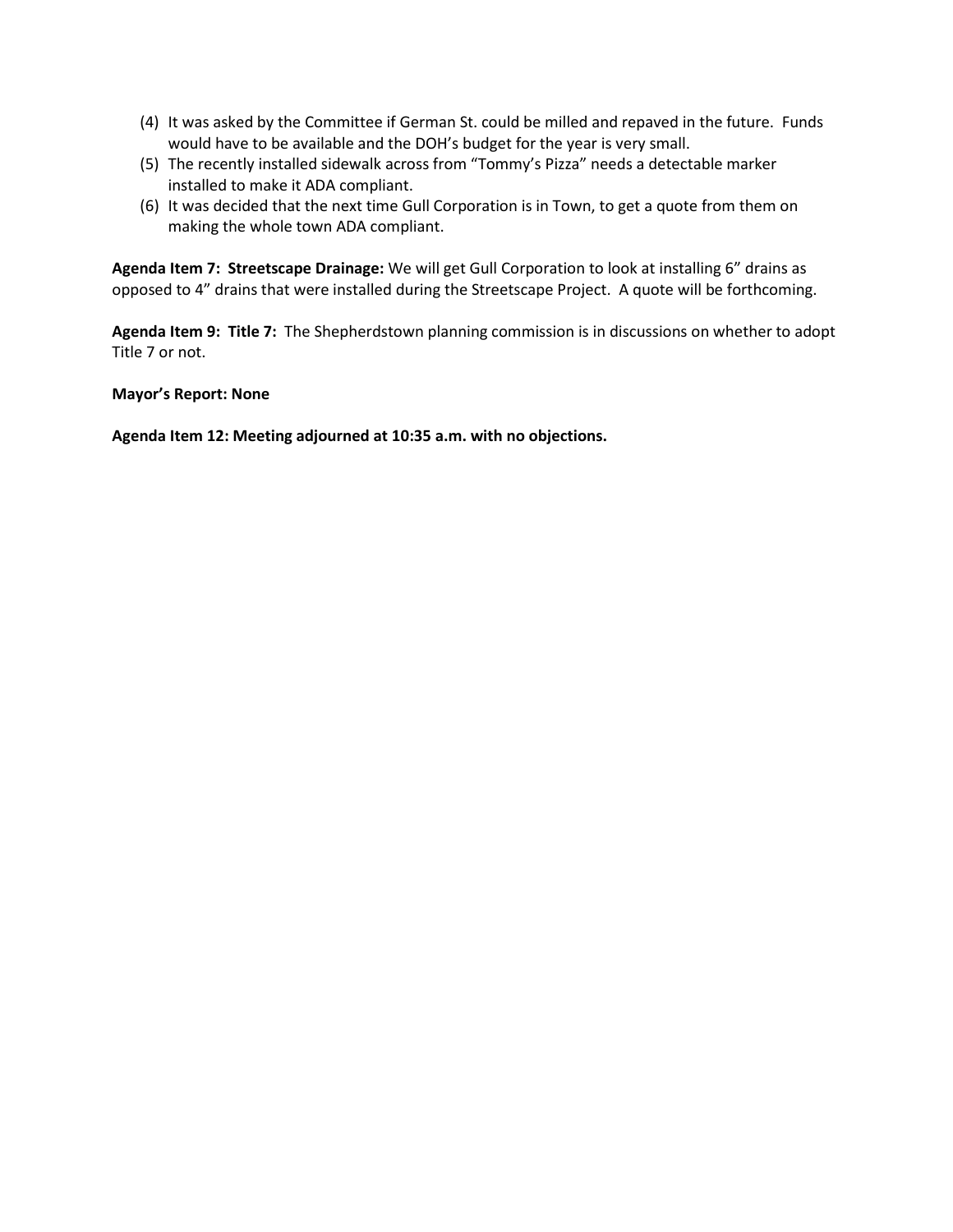(4) It was asked by the Committee if German St. could be milled and repaved in the future. Funds would have to be available and the DOH's budget for the year is very small.
(5) The recently installed sidewalk across from "Tommy's Pizza" needs a detectable marker installed to make it ADA compliant.
(6) It was decided that the next time Gull Corporation is in Town, to get a quote from them on making the whole town ADA compliant.

**Agenda Item 7: Streetscape Drainage:** We will get Gull Corporation to look at installing 6" drains as opposed to 4" drains that were installed during the Streetscape Project. A quote will be forthcoming.

**Agenda Item 9: Title 7:** The Shepherdstown planning commission is in discussions on whether to adopt Title 7 or not.

**Mayor's Report: None**

**Agenda Item 12: Meeting adjourned at 10:35 a.m. with no objections.**